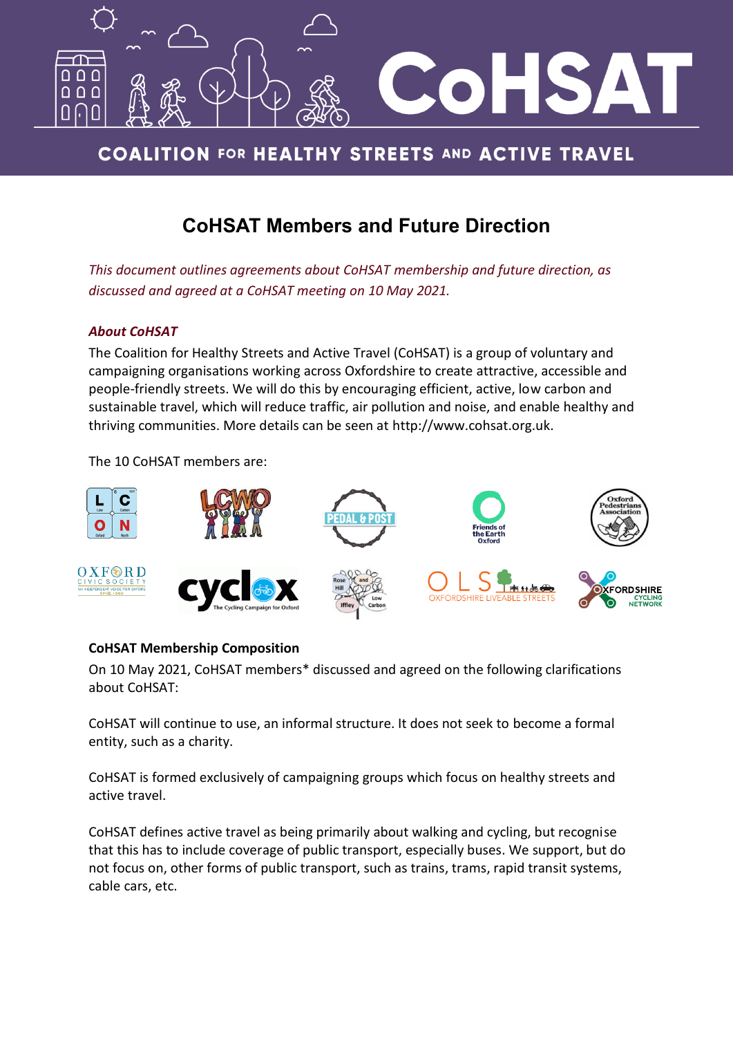# CoHSAT

COALITION FOR HEALTHY STREETS AND ACTIVE TRAVEL

## CoHSAT Members and Future Direction

*This document outlines agreements about CoHSAT membership and future direction, as discussed and agreed at a CoHSAT meeting on 10 May 2021.*

### *About CoHSAT*

The Coalition for Healthy Streets and Active Travel (CoHSAT) is a group of voluntary and campaigning organisations working across Oxfordshire to create attractive, accessible and people-friendly streets. We will do this by encouraging efficient, active, low carbon and sustainable travel, which will reduce traffic, air pollution and noise, and enable healthy and thriving communities. More details can be seen at http://www.cohsat.org.uk.

The 10 CoHSAT members are:

### CoHSAT Membership Composition

On 10 May 2021, CoHSAT members* discussed and agreed on the following clarifications about CoHSAT:

CoHSAT will continue to use, an informal structure. It does not seek to become a formal entity, such as a charity.

CoHSAT is formed exclusively of campaigning groups which focus on healthy streets and active travel.

CoHSAT defines active travel as being primarily about walking and cycling, but recognise that this has to include coverage of public transport, especially buses. We support, but do not focus on, other forms of public transport, such as trains, trams, rapid transit systems, cable cars, etc.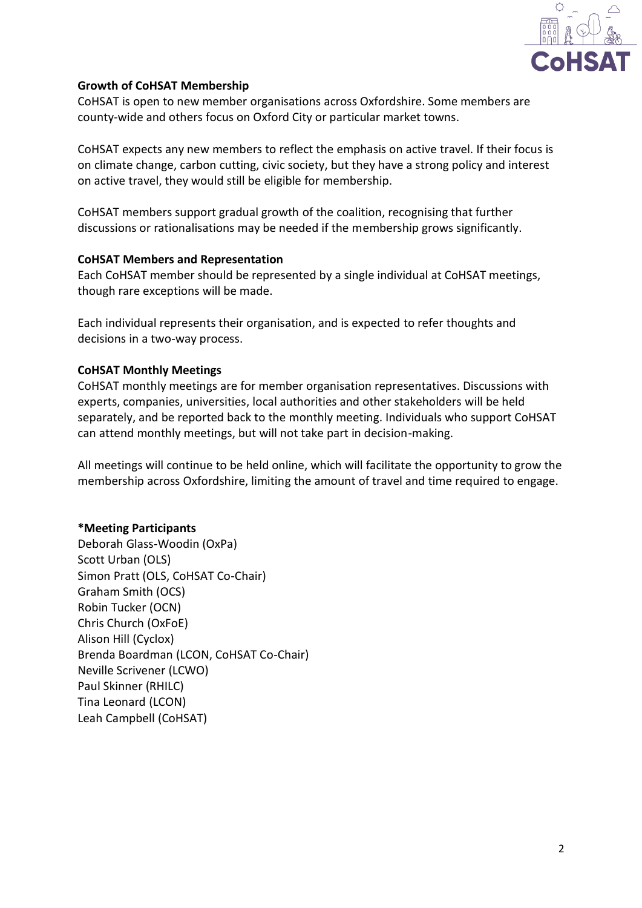**Growth of CoHSAT Membership**
CoHSAT is open to new member organisations across Oxfordshire. Some members are county-wide and others focus on Oxford City or particular market towns.

CoHSAT expects any new members to reflect the emphasis on active travel. If their focus is on climate change, carbon cutting, civic society, but they have a strong policy and interest on active travel, they would still be eligible for membership.

CoHSAT members support gradual growth of the coalition, recognising that further discussions or rationalisations may be needed if the membership grows significantly.

**CoHSAT Members and Representation**
Each CoHSAT member should be represented by a single individual at CoHSAT meetings, though rare exceptions will be made.

Each individual represents their organisation, and is expected to refer thoughts and decisions in a two-way process.

**CoHSAT Monthly Meetings**
CoHSAT monthly meetings are for member organisation representatives. Discussions with experts, companies, universities, local authorities and other stakeholders will be held separately, and be reported back to the monthly meeting. Individuals who support CoHSAT can attend monthly meetings, but will not take part in decision-making.

All meetings will continue to be held online, which will facilitate the opportunity to grow the membership across Oxfordshire, limiting the amount of travel and time required to engage.

**\*Meeting Participants**
Deborah Glass-Woodin (OxPa)
Scott Urban (OLS)
Simon Pratt (OLS, CoHSAT Co-Chair)
Graham Smith (OCS)
Robin Tucker (OCN)
Chris Church (OxFoE)
Alison Hill (Cyclox)
Brenda Boardman (LCON, CoHSAT Co-Chair)
Neville Scrivener (LCWO)
Paul Skinner (RHILC)
Tina Leonard (LCON)
Leah Campbell (CoHSAT)